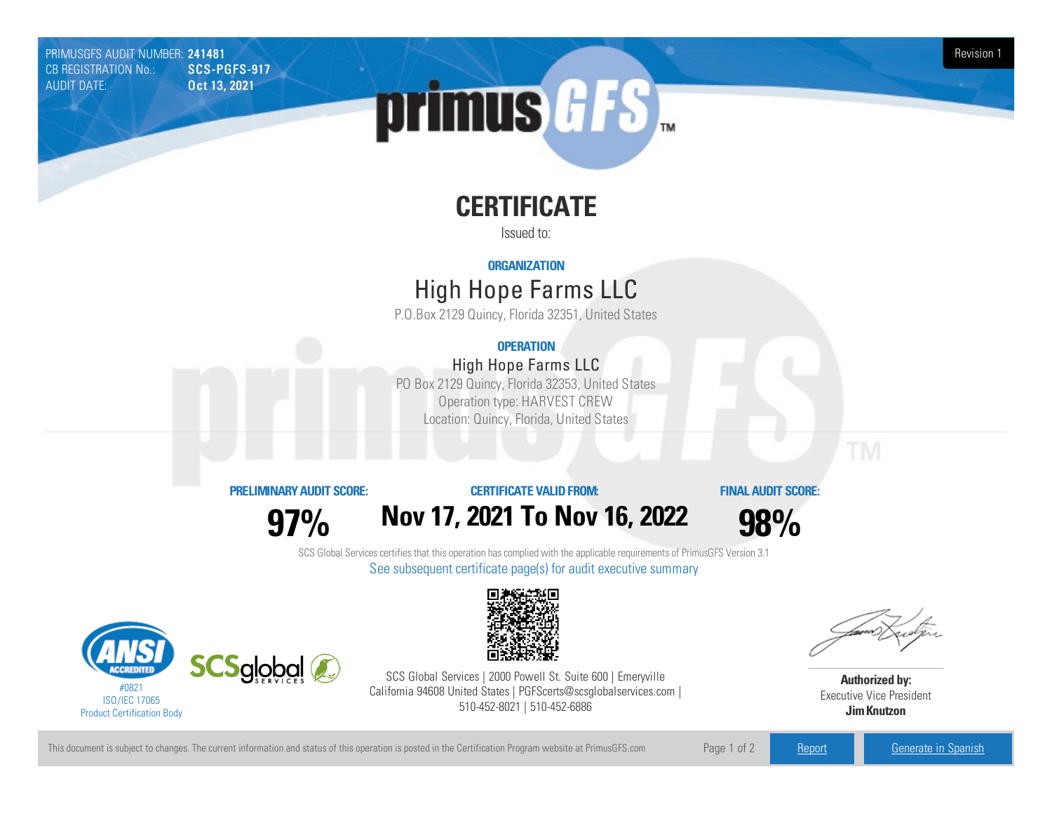PRIMUSGFS AUDIT NUMBER: **241481**
CB REGISTRATION No.: **SCS-PGFS-917**
AUDIT DATE: **Oct 13, 2021**

Revision 1

# CERTIFICATE

Issued to:

**ORGANIZATION**

## High Hope Farms LLC

P.O.Box 2129 Quincy, Florida 32351, United States

**OPERATION**

### High Hope Farms LLC

PO Box 2129 Quincy, Florida 32353, United States
Operation type: HARVEST CREW
Location: Quincy, Florida, United States

| PRELIMINARY AUDIT SCORE: | CERTIFICATE VALID FROM: | FINAL AUDIT SCORE: |
|---|---|---|
| **97%** | **Nov 17, 2021 To Nov 16, 2022** | **98%** |

SCS Global Services certifies that this operation has complied with the applicable requirements of PrimusGFS Version 3.1

See subsequent certificate page(s) for audit executive summary

#0821
ISO/IEC 17065
Product Certification Body

SCS Global Services | 2000 Powell St. Suite 600 | Emeryville California 94608 United States | PGFScerts@scsglobalservices.com | 510-452-8021 | 510-452-6886

**Authorized by:**
Executive Vice President
**Jim Knutzon**

This document is subject to changes. The current information and status of this operation is posted in the Certification Program website at PrimusGFS.com

Report | Generate in Spanish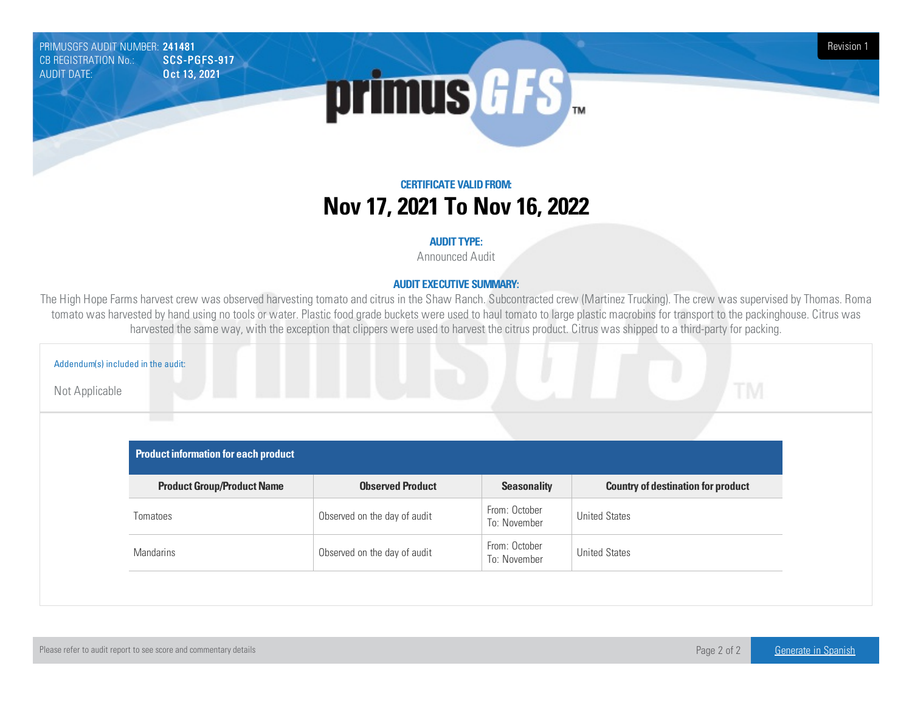PRIMUSGFS AUDIT NUMBER: **241481**
CB REGISTRATION No.: **SCS-PGFS-917**
AUDIT DATE: **Oct 13, 2021**

Revision 1

**CERTIFICATE VALID FROM:**

# Nov 17, 2021 To Nov 16, 2022

**AUDIT TYPE:**

Announced Audit

**AUDIT EXECUTIVE SUMMARY:**

The High Hope Farms harvest crew was observed harvesting tomato and citrus in the Shaw Ranch. Subcontracted crew (Martinez Trucking). The crew was supervised by Thomas. Roma tomato was harvested by hand using no tools or water. Plastic food grade buckets were used to haul tomato to large plastic macrobins for transport to the packinghouse. Citrus was harvested the same way, with the exception that clippers were used to harvest the citrus product. Citrus was shipped to a third-party for packing.

Addendum(s) included in the audit:

Not Applicable

**Product information for each product**

| Product Group/Product Name | Observed Product | Seasonality | Country of destination for product |
|---|---|---|---|
| Tomatoes | Observed on the day of audit | From: October To: November | United States |
| Mandarins | Observed on the day of audit | From: October To: November | United States |

Please refer to audit report to see score and commentary details

Generate in Spanish